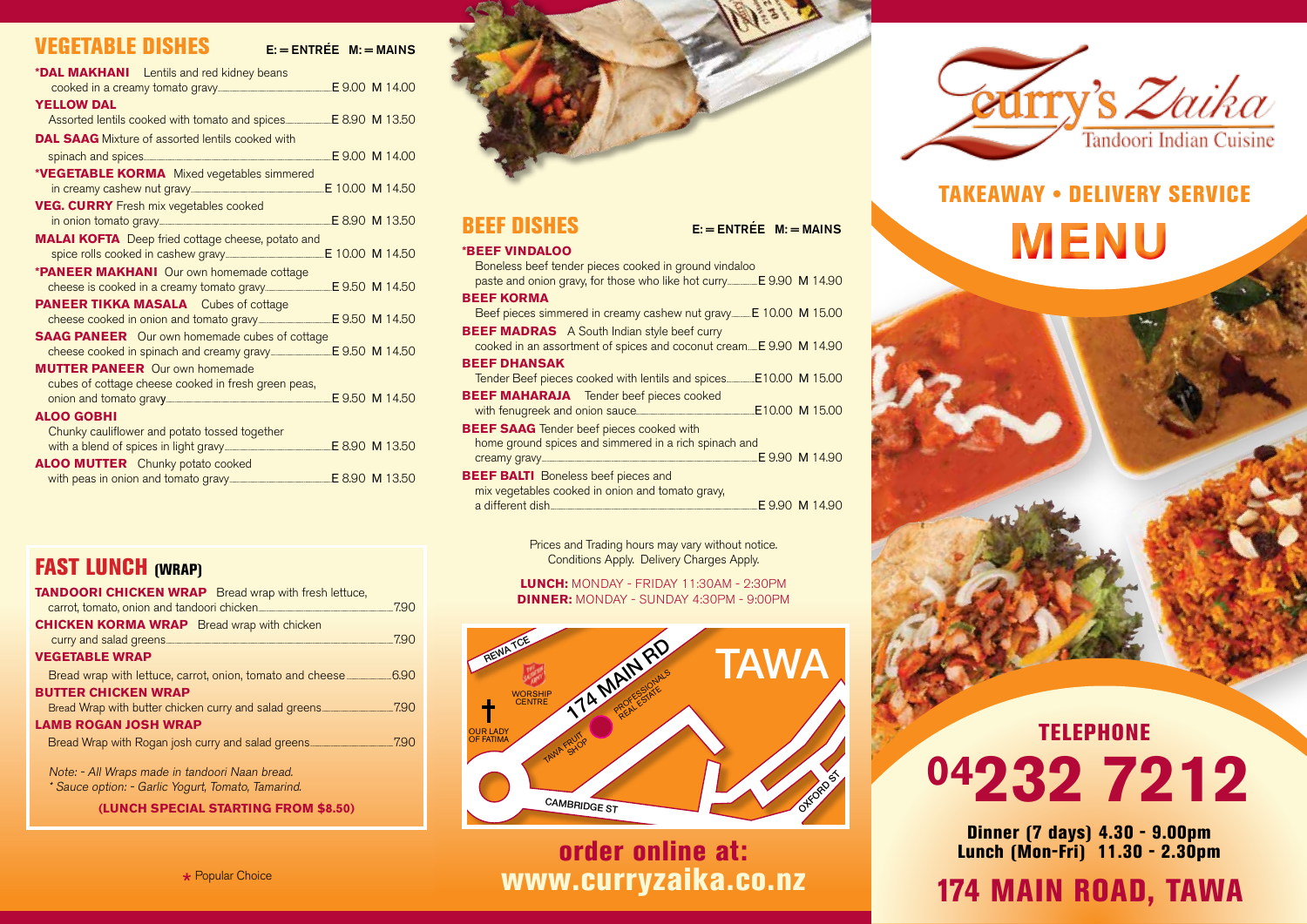## VEGETABLE DISHES

E: = ENTRÉE M: = MAINS

**\*DAL MAKHANI** Lentils and red kidney beans cooked in a creamy tomato gravy — E 9.00 M 14.00

**YELLOW DAL** Assorted lentils cooked with tomato and spices — E 8.90 M 13.50

**DAL SAAG** Mixture of assorted lentils cooked with spinach and spices — E 9.00 M 14.00

**\*VEGETABLE KORMA** Mixed vegetables simmered in creamy cashew nut gravy — E 10.00 M 14.50

**VEG. CURRY** Fresh mix vegetables cooked in onion tomato gravy — E 8.90 M 13.50

**MALAI KOFTA** Deep fried cottage cheese, potato and spice rolls cooked in cashew gravy — E 10.00 M 14.50

**\*PANEER MAKHANI** Our own homemade cottage cheese is cooked in a creamy tomato gravy — E 9.50 M 14.50

**PANEER TIKKA MASALA** Cubes of cottage cheese cooked in onion and tomato gravy — E 9.50 M 14.50

**SAAG PANEER** Our own homemade cubes of cottage cheese cooked in spinach and creamy gravy — E 9.50 M 14.50

**MUTTER PANEER** Our own homemade cubes of cottage cheese cooked in fresh green peas, onion and tomato gravy — E 9.50 M 14.50

**ALOO GOBHI** Chunky cauliflower and potato tossed together with a blend of spices in light gravy — E 8.90 M 13.50

**ALOO MUTTER** Chunky potato cooked with peas in onion and tomato gravy — E 8.90 M 13.50

## FAST LUNCH (WRAP)

**TANDOORI CHICKEN WRAP** Bread wrap with fresh lettuce, carrot, tomato, onion and tandoori chicken — 7.90

**CHICKEN KORMA WRAP** Bread wrap with chicken curry and salad greens — 7.90

**VEGETABLE WRAP** Bread wrap with lettuce, carrot, onion, tomato and cheese — 6.90

**BUTTER CHICKEN WRAP** Bread Wrap with butter chicken curry and salad greens — 7.90

**LAMB ROGAN JOSH WRAP** Bread Wrap with Rogan josh curry and salad greens — 7.90

*Note: - All Wraps made in tandoori Naan bread.*
*\* Sauce option: - Garlic Yogurt, Tomato, Tamarind.*

**(LUNCH SPECIAL STARTING FROM $8.50)**

\* Popular Choice

## BEEF DISHES

E: = ENTRÉE M: = MAINS

**\*BEEF VINDALOO** Boneless beef tender pieces cooked in ground vindaloo paste and onion gravy, for those who like hot curry — E 9.90 M 14.90

**BEEF KORMA** Beef pieces simmered in creamy cashew nut gravy — E 10.00 M 15.00

**BEEF MADRAS** A South Indian style beef curry cooked in an assortment of spices and coconut cream — E 9.90 M 14.90

**BEEF DHANSAK** Tender Beef pieces cooked with lentils and spices — E10.00 M 15.00

**BEEF MAHARAJA** Tender beef pieces cooked with fenugreek and onion sauce — E10.00 M 15.00

**BEEF SAAG** Tender beef pieces cooked with home ground spices and simmered in a rich spinach and creamy gravy — E 9.90 M 14.90

**BEEF BALTI** Boneless beef pieces and mix vegetables cooked in onion and tomato gravy, a different dish — E 9.90 M 14.90

Prices and Trading hours may vary without notice. Conditions Apply. Delivery Charges Apply.

**LUNCH:** MONDAY - FRIDAY 11:30AM - 2:30PM
**DINNER:** MONDAY - SUNDAY 4:30PM - 9:00PM

REWA TCE · 174 MAIN RD · TAWA · WORSHIP CENTRE · PROFESSIONALS REAL ESTATE · OUR LADY OF FATIMA · TAWA FRUIT SHOP · CAMBRIDGE ST · OXFORD ST

**order online at:**
**www.curryzaika.co.nz**

# Curry's Zaika
Tandoori Indian Cuisine

## TAKEAWAY • DELIVERY SERVICE

# MENU

## TELEPHONE

# 04 232 7212

**Dinner (7 days) 4.30 - 9.00pm**
**Lunch (Mon-Fri) 11.30 - 2.30pm**

## 174 MAIN ROAD, TAWA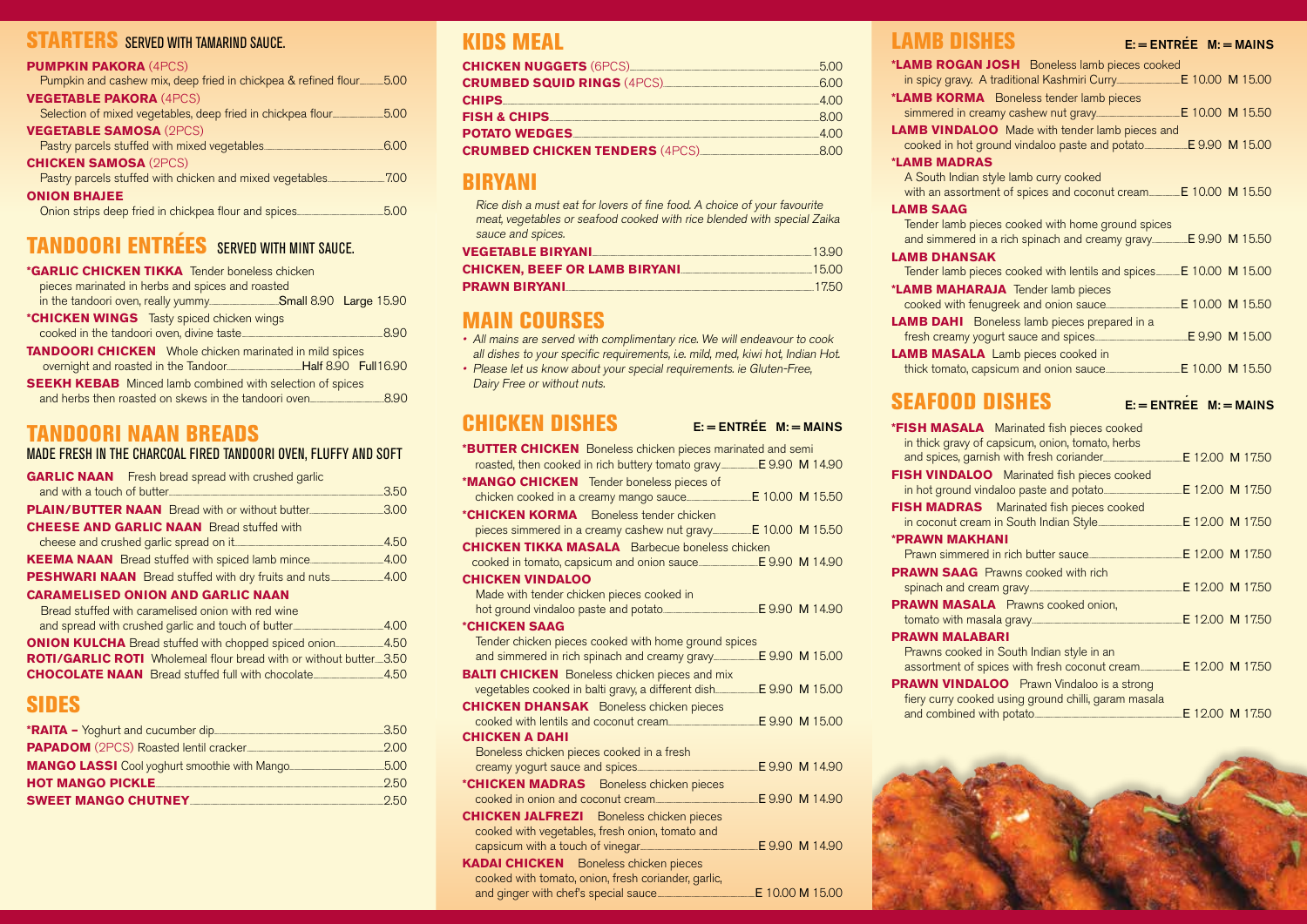## STARTERS SERVED WITH TAMARIND SAUCE.

**PUMPKIN PAKORA** (4PCS)
Pumpkin and cashew mix, deep fried in chickpea & refined flour 5.00

**VEGETABLE PAKORA** (4PCS)
Selection of mixed vegetables, deep fried in chickpea flour 5.00

**VEGETABLE SAMOSA** (2PCS)
Pastry parcels stuffed with mixed vegetables 6.00

**CHICKEN SAMOSA** (2PCS)
Pastry parcels stuffed with chicken and mixed vegetables 7.00

**ONION BHAJEE**
Onion strips deep fried in chickpea flour and spices 5.00

## TANDOORI ENTRÉES SERVED WITH MINT SAUCE.

***GARLIC CHICKEN TIKKA** Tender boneless chicken pieces marinated in herbs and spices and roasted in the tandoori oven, really yummy Small 8.90 Large 15.90

***CHICKEN WINGS** Tasty spiced chicken wings cooked in the tandoori oven, divine taste 8.90

**TANDOORI CHICKEN** Whole chicken marinated in mild spices overnight and roasted in the Tandoor Half 8.90 Full 16.90

**SEEKH KEBAB** Minced lamb combined with selection of spices and herbs then roasted on skews in the tandoori oven 8.90

## TANDOORI NAAN BREADS

MADE FRESH IN THE CHARCOAL FIRED TANDOORI OVEN, FLUFFY AND SOFT

**GARLIC NAAN** Fresh bread spread with crushed garlic and with a touch of butter 3.50

**PLAIN/BUTTER NAAN** Bread with or without butter 3.00

**CHEESE AND GARLIC NAAN** Bread stuffed with cheese and crushed garlic spread on it 4.50

**KEEMA NAAN** Bread stuffed with spiced lamb mince 4.00

**PESHWARI NAAN** Bread stuffed with dry fruits and nuts 4.00

**CARAMELISED ONION AND GARLIC NAAN**
Bread stuffed with caramelised onion with red wine and spread with crushed garlic and touch of butter 4.00

**ONION KULCHA** Bread stuffed with chopped spiced onion 4.50

**ROTI/GARLIC ROTI** Wholemeal flour bread with or without butter 3.50

**CHOCOLATE NAAN** Bread stuffed full with chocolate 4.50

## SIDES

***RAITA** – Yoghurt and cucumber dip 3.50

**PAPADOM** (2PCS) Roasted lentil cracker 2.00

**MANGO LASSI** Cool yoghurt smoothie with Mango 5.00

**HOT MANGO PICKLE** 2.50

**SWEET MANGO CHUTNEY** 2.50

## KIDS MEAL

**CHICKEN NUGGETS** (6PCS) 5.00

**CRUMBED SQUID RINGS** (4PCS) 6.00

**CHIPS** 4.00

**FISH & CHIPS** 8.00

**POTATO WEDGES** 4.00

**CRUMBED CHICKEN TENDERS** (4PCS) 8.00

## BIRYANI

*Rice dish a must eat for lovers of fine food. A choice of your favourite meat, vegetables or seafood cooked with rice blended with special Zaika sauce and spices.*

**VEGETABLE BIRYANI** 13.90

**CHICKEN, BEEF OR LAMB BIRYANI** 15.00

**PRAWN BIRYANI** 17.50

## MAIN COURSES

- *All mains are served with complimentary rice. We will endeavour to cook all dishes to your specific requirements, i.e. mild, med, kiwi hot, Indian Hot.*
- *Please let us know about your special requirements. ie Gluten-Free, Dairy Free or without nuts.*

## CHICKEN DISHES

E: = ENTRÉE M: = MAINS

***BUTTER CHICKEN** Boneless chicken pieces marinated and semi roasted, then cooked in rich buttery tomato gravy E 9.90 M 14.90

***MANGO CHICKEN** Tender boneless pieces of chicken cooked in a creamy mango sauce E 10.00 M 15.50

***CHICKEN KORMA** Boneless tender chicken pieces simmered in a creamy cashew nut gravy E 10.00 M 15.50

**CHICKEN TIKKA MASALA** Barbecue boneless chicken cooked in tomato, capsicum and onion sauce E 9.90 M 14.90

**CHICKEN VINDALOO**
Made with tender chicken pieces cooked in hot ground vindaloo paste and potato E 9.90 M 14.90

***CHICKEN SAAG**
Tender chicken pieces cooked with home ground spices and simmered in rich spinach and creamy gravy E 9.90 M 15.00

**BALTI CHICKEN** Boneless chicken pieces and mix vegetables cooked in balti gravy, a different dish E 9.90 M 15.00

**CHICKEN DHANSAK** Boneless chicken pieces cooked with lentils and coconut cream E 9.90 M 15.00

**CHICKEN A DAHI**
Boneless chicken pieces cooked in a fresh creamy yogurt sauce and spices E 9.90 M 14.90

***CHICKEN MADRAS** Boneless chicken pieces cooked in onion and coconut cream E 9.90 M 14.90

**CHICKEN JALFREZI** Boneless chicken pieces cooked with vegetables, fresh onion, tomato and capsicum with a touch of vinegar E 9.90 M 14.90

**KADAI CHICKEN** Boneless chicken pieces cooked with tomato, onion, fresh coriander, garlic, and ginger with chef's special sauce E 10.00 M 15.00

## LAMB DISHES

E: = ENTRÉE M: = MAINS

***LAMB ROGAN JOSH** Boneless lamb pieces cooked in spicy gravy. A traditional Kashmiri Curry E 10.00 M 15.00

***LAMB KORMA** Boneless tender lamb pieces simmered in creamy cashew nut gravy E 10.00 M 15.50

**LAMB VINDALOO** Made with tender lamb pieces and cooked in hot ground vindaloo paste and potato E 9.90 M 15.00

***LAMB MADRAS**
A South Indian style lamb curry cooked with an assortment of spices and coconut cream E 10.00 M 15.50

**LAMB SAAG**
Tender lamb pieces cooked with home ground spices and simmered in a rich spinach and creamy gravy E 9.90 M 15.50

**LAMB DHANSAK**
Tender lamb pieces cooked with lentils and spices E 10.00 M 15.00

***LAMB MAHARAJA** Tender lamb pieces cooked with fenugreek and onion sauce E 10.00 M 15.50

**LAMB DAHI** Boneless lamb pieces prepared in a fresh creamy yogurt sauce and spices E 9.90 M 15.00

**LAMB MASALA** Lamb pieces cooked in thick tomato, capsicum and onion sauce E 10.00 M 15.50

## SEAFOOD DISHES

E: = ENTRÉE M: = MAINS

***FISH MASALA** Marinated fish pieces cooked in thick gravy of capsicum, onion, tomato, herbs and spices, garnish with fresh coriander E 12.00 M 17.50

**FISH VINDALOO** Marinated fish pieces cooked in hot ground vindaloo paste and potato E 12.00 M 17.50

**FISH MADRAS** Marinated fish pieces cooked in coconut cream in South Indian Style E 12.00 M 17.50

***PRAWN MAKHANI**
Prawn simmered in rich butter sauce E 12.00 M 17.50

**PRAWN SAAG** Prawns cooked with rich spinach and cream gravy E 12.00 M 17.50

**PRAWN MASALA** Prawns cooked onion, tomato with masala gravy E 12.00 M 17.50

**PRAWN MALABARI**
Prawns cooked in South Indian style in an assortment of spices with fresh coconut cream E 12.00 M 17.50

**PRAWN VINDALOO** Prawn Vindaloo is a strong fiery curry cooked using ground chilli, garam masala and combined with potato E 12.00 M 17.50